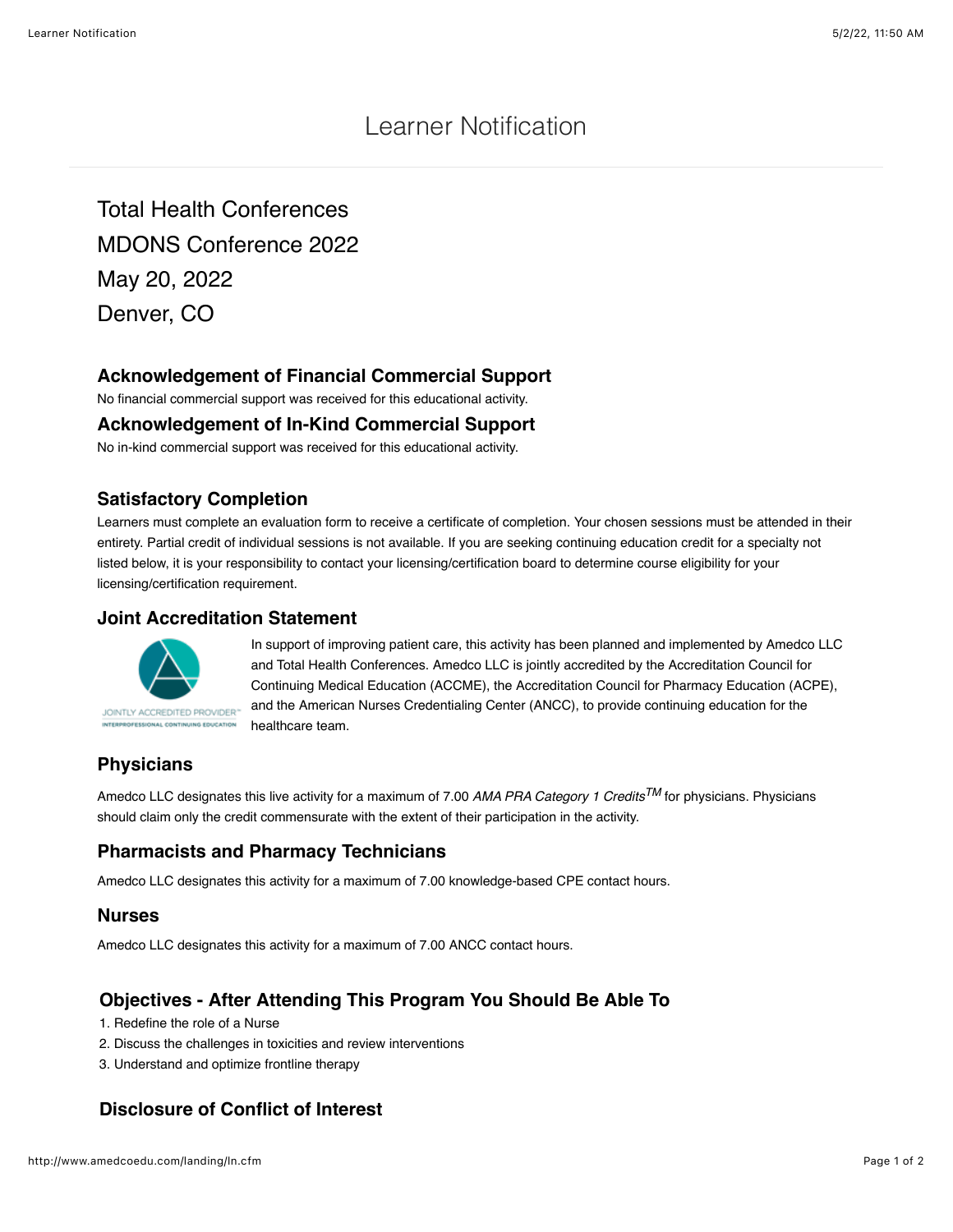# Learner Notification

Total Health Conferences
MDONS Conference 2022
May 20, 2022
Denver, CO

### Acknowledgement of Financial Commercial Support

No financial commercial support was received for this educational activity.

### Acknowledgement of In-Kind Commercial Support

No in-kind commercial support was received for this educational activity.

### Satisfactory Completion

Learners must complete an evaluation form to receive a certificate of completion. Your chosen sessions must be attended in their entirety. Partial credit of individual sessions is not available. If you are seeking continuing education credit for a specialty not listed below, it is your responsibility to contact your licensing/certification board to determine course eligibility for your licensing/certification requirement.

### Joint Accreditation Statement

JOINTLY ACCREDITED PROVIDER™
INTERPROFESSIONAL CONTINUING EDUCATION

In support of improving patient care, this activity has been planned and implemented by Amedco LLC and Total Health Conferences. Amedco LLC is jointly accredited by the Accreditation Council for Continuing Medical Education (ACCME), the Accreditation Council for Pharmacy Education (ACPE), and the American Nurses Credentialing Center (ANCC), to provide continuing education for the healthcare team.

### Physicians

Amedco LLC designates this live activity for a maximum of 7.00 *AMA PRA Category 1 Credits*™ for physicians. Physicians should claim only the credit commensurate with the extent of their participation in the activity.

### Pharmacists and Pharmacy Technicians

Amedco LLC designates this activity for a maximum of 7.00 knowledge-based CPE contact hours.

### Nurses

Amedco LLC designates this activity for a maximum of 7.00 ANCC contact hours.

### Objectives - After Attending This Program You Should Be Able To

1. Redefine the role of a Nurse
2. Discuss the challenges in toxicities and review interventions
3. Understand and optimize frontline therapy

### Disclosure of Conflict of Interest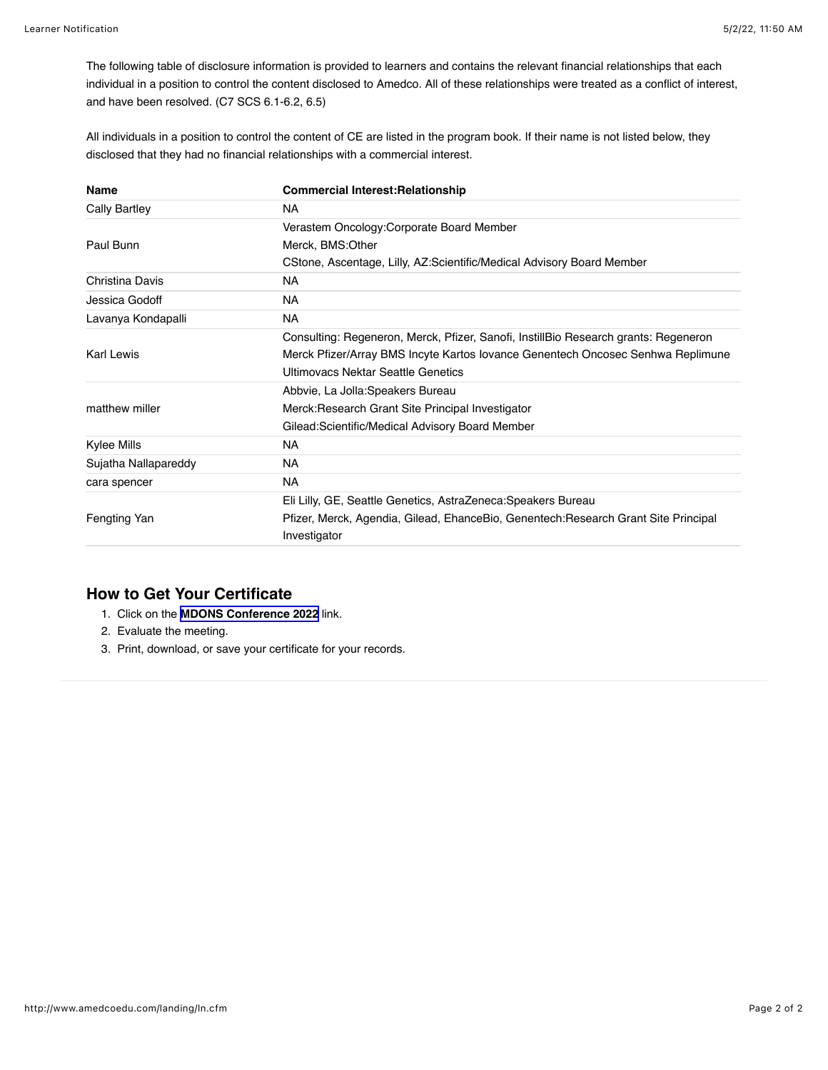The following table of disclosure information is provided to learners and contains the relevant financial relationships that each individual in a position to control the content disclosed to Amedco. All of these relationships were treated as a conflict of interest, and have been resolved. (C7 SCS 6.1-6.2, 6.5)

All individuals in a position to control the content of CE are listed in the program book. If their name is not listed below, they disclosed that they had no financial relationships with a commercial interest.

| Name | Commercial Interest:Relationship |
| --- | --- |
| Cally Bartley | NA |
| Paul Bunn | Verastem Oncology:Corporate Board Member<br>Merck, BMS:Other<br>CStone, Ascentage, Lilly, AZ:Scientific/Medical Advisory Board Member |
| Christina Davis | NA |
| Jessica Godoff | NA |
| Lavanya Kondapalli | NA |
| Karl Lewis | Consulting: Regeneron, Merck, Pfizer, Sanofi, InstillBio Research grants: Regeneron Merck Pfizer/Array BMS Incyte Kartos Iovance Genentech Oncosec Senhwa Replimune Ultimovacs Nektar Seattle Genetics |
| matthew miller | Abbvie, La Jolla:Speakers Bureau<br>Merck:Research Grant Site Principal Investigator<br>Gilead:Scientific/Medical Advisory Board Member |
| Kylee Mills | NA |
| Sujatha Nallapareddy | NA |
| cara spencer | NA |
| Fengting Yan | Eli Lilly, GE, Seattle Genetics, AstraZeneca:Speakers Bureau<br>Pfizer, Merck, Agendia, Gilead, EhanceBio, Genentech:Research Grant Site Principal Investigator |

## How to Get Your Certificate

1. Click on the **MDONS Conference 2022** link.
2. Evaluate the meeting.
3. Print, download, or save your certificate for your records.